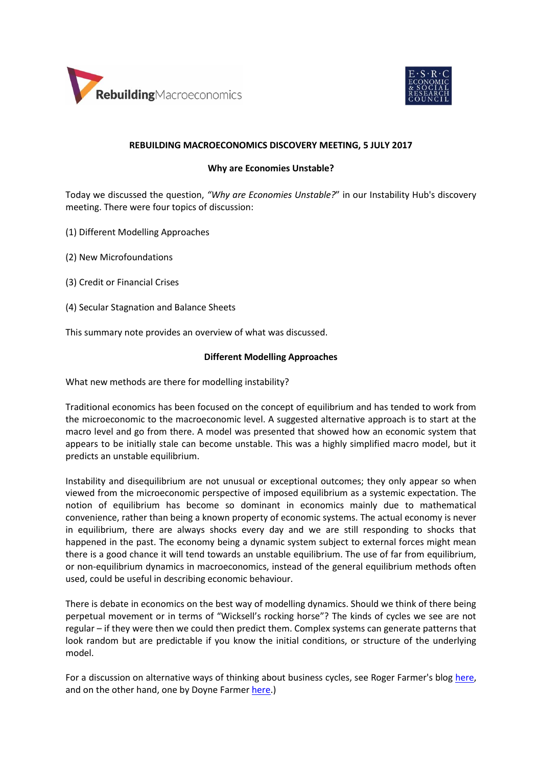**REBUILDING MACROECONOMICS DISCOVERY MEETING, 5 JULY 2017**

**Why are Economies Unstable?**

Today we discussed the question, *"Why are Economies Unstable?*" in our Instability Hub's discovery meeting. There were four topics of discussion:

(1) Different Modelling Approaches

(2) New Microfoundations

(3) Credit or Financial Crises

(4) Secular Stagnation and Balance Sheets

This summary note provides an overview of what was discussed.

## Different Modelling Approaches

What new methods are there for modelling instability?

Traditional economics has been focused on the concept of equilibrium and has tended to work from the microeconomic to the macroeconomic level. A suggested alternative approach is to start at the macro level and go from there. A model was presented that showed how an economic system that appears to be initially stale can become unstable. This was a highly simplified macro model, but it predicts an unstable equilibrium.

Instability and disequilibrium are not unusual or exceptional outcomes; they only appear so when viewed from the microeconomic perspective of imposed equilibrium as a systemic expectation. The notion of equilibrium has become so dominant in economics mainly due to mathematical convenience, rather than being a known property of economic systems. The actual economy is never in equilibrium, there are always shocks every day and we are still responding to shocks that happened in the past. The economy being a dynamic system subject to external forces might mean there is a good chance it will tend towards an unstable equilibrium. The use of far from equilibrium, or non-equilibrium dynamics in macroeconomics, instead of the general equilibrium methods often used, could be useful in describing economic behaviour.

There is debate in economics on the best way of modelling dynamics. Should we think of there being perpetual movement or in terms of "Wicksell's rocking horse"? The kinds of cycles we see are not regular – if they were then we could then predict them. Complex systems can generate patterns that look random but are predictable if you know the initial conditions, or structure of the underlying model.

For a discussion on alternative ways of thinking about business cycles, see Roger Farmer's blog here, and on the other hand, one by Doyne Farmer here.)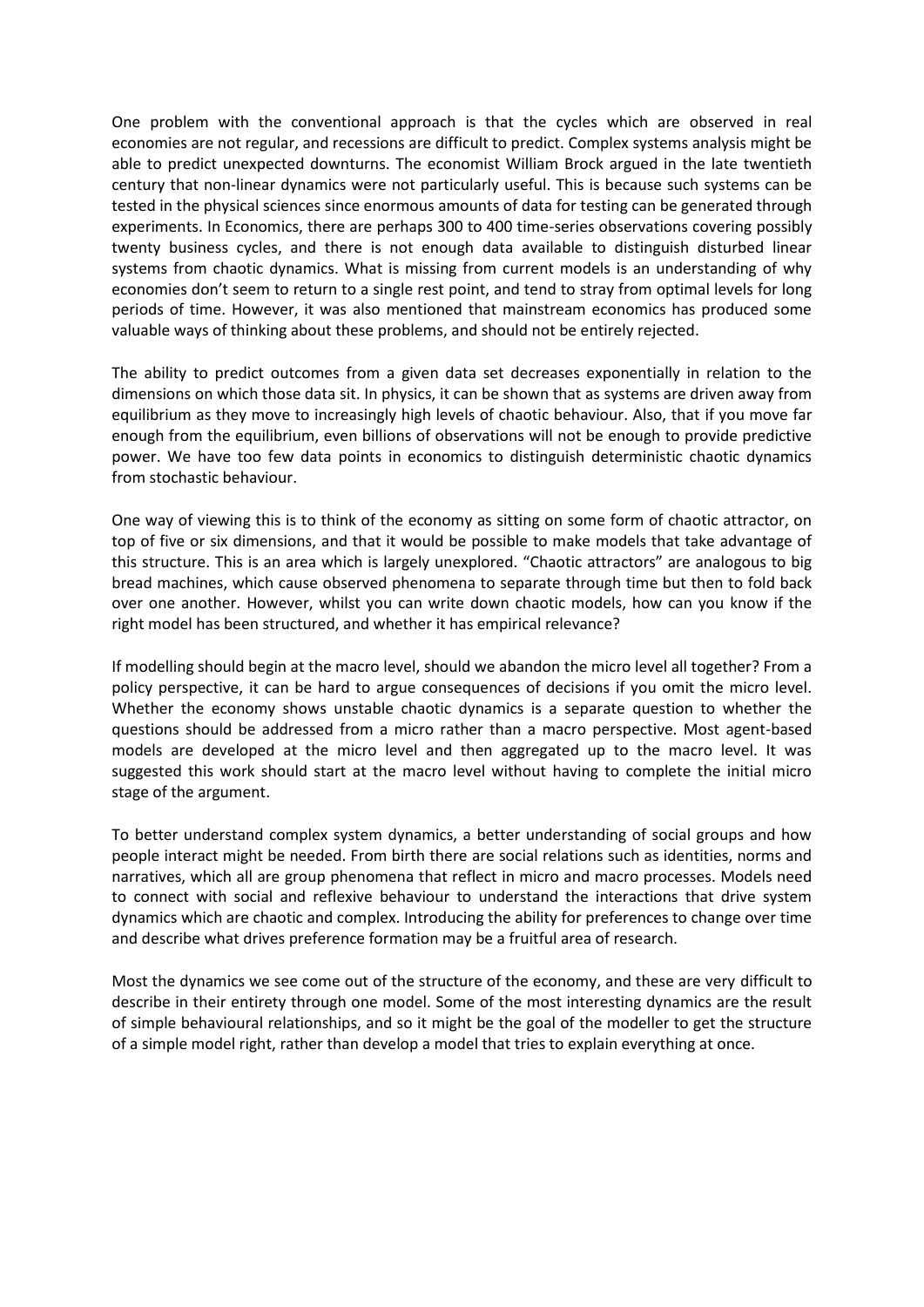One problem with the conventional approach is that the cycles which are observed in real economies are not regular, and recessions are difficult to predict. Complex systems analysis might be able to predict unexpected downturns. The economist William Brock argued in the late twentieth century that non-linear dynamics were not particularly useful. This is because such systems can be tested in the physical sciences since enormous amounts of data for testing can be generated through experiments. In Economics, there are perhaps 300 to 400 time-series observations covering possibly twenty business cycles, and there is not enough data available to distinguish disturbed linear systems from chaotic dynamics. What is missing from current models is an understanding of why economies don't seem to return to a single rest point, and tend to stray from optimal levels for long periods of time. However, it was also mentioned that mainstream economics has produced some valuable ways of thinking about these problems, and should not be entirely rejected.

The ability to predict outcomes from a given data set decreases exponentially in relation to the dimensions on which those data sit. In physics, it can be shown that as systems are driven away from equilibrium as they move to increasingly high levels of chaotic behaviour. Also, that if you move far enough from the equilibrium, even billions of observations will not be enough to provide predictive power. We have too few data points in economics to distinguish deterministic chaotic dynamics from stochastic behaviour.

One way of viewing this is to think of the economy as sitting on some form of chaotic attractor, on top of five or six dimensions, and that it would be possible to make models that take advantage of this structure. This is an area which is largely unexplored. "Chaotic attractors" are analogous to big bread machines, which cause observed phenomena to separate through time but then to fold back over one another. However, whilst you can write down chaotic models, how can you know if the right model has been structured, and whether it has empirical relevance?

If modelling should begin at the macro level, should we abandon the micro level all together? From a policy perspective, it can be hard to argue consequences of decisions if you omit the micro level. Whether the economy shows unstable chaotic dynamics is a separate question to whether the questions should be addressed from a micro rather than a macro perspective. Most agent-based models are developed at the micro level and then aggregated up to the macro level. It was suggested this work should start at the macro level without having to complete the initial micro stage of the argument.

To better understand complex system dynamics, a better understanding of social groups and how people interact might be needed. From birth there are social relations such as identities, norms and narratives, which all are group phenomena that reflect in micro and macro processes. Models need to connect with social and reflexive behaviour to understand the interactions that drive system dynamics which are chaotic and complex. Introducing the ability for preferences to change over time and describe what drives preference formation may be a fruitful area of research.

Most the dynamics we see come out of the structure of the economy, and these are very difficult to describe in their entirety through one model. Some of the most interesting dynamics are the result of simple behavioural relationships, and so it might be the goal of the modeller to get the structure of a simple model right, rather than develop a model that tries to explain everything at once.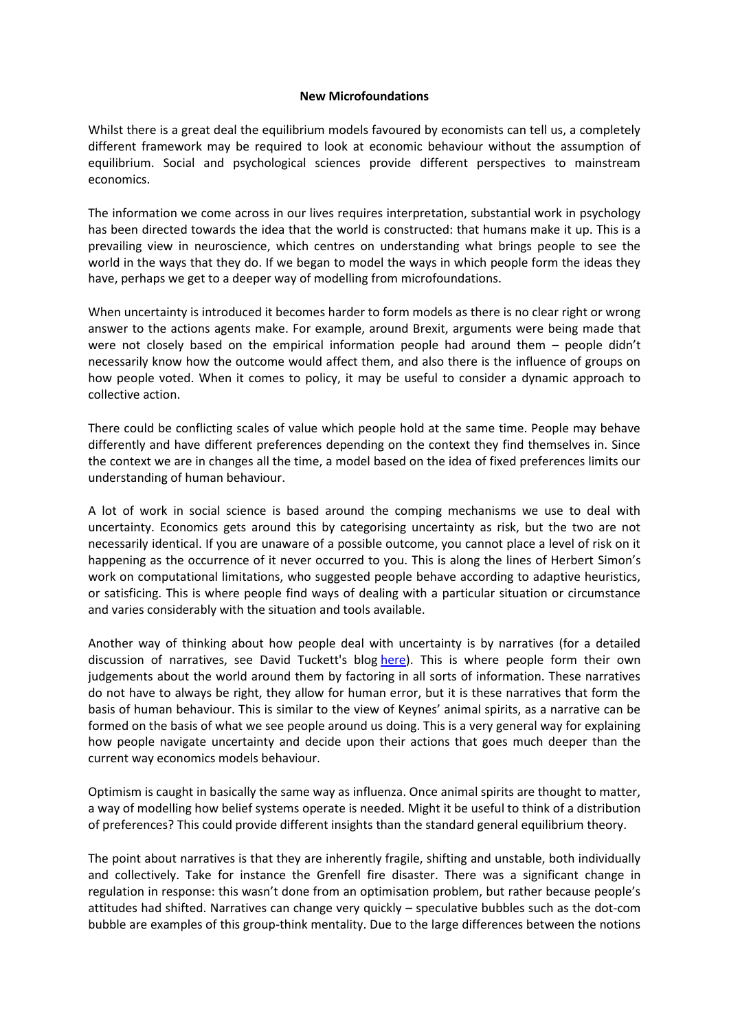**New Microfoundations**

Whilst there is a great deal the equilibrium models favoured by economists can tell us, a completely different framework may be required to look at economic behaviour without the assumption of equilibrium. Social and psychological sciences provide different perspectives to mainstream economics.

The information we come across in our lives requires interpretation, substantial work in psychology has been directed towards the idea that the world is constructed: that humans make it up. This is a prevailing view in neuroscience, which centres on understanding what brings people to see the world in the ways that they do. If we began to model the ways in which people form the ideas they have, perhaps we get to a deeper way of modelling from microfoundations.

When uncertainty is introduced it becomes harder to form models as there is no clear right or wrong answer to the actions agents make. For example, around Brexit, arguments were being made that were not closely based on the empirical information people had around them – people didn't necessarily know how the outcome would affect them, and also there is the influence of groups on how people voted. When it comes to policy, it may be useful to consider a dynamic approach to collective action.

There could be conflicting scales of value which people hold at the same time. People may behave differently and have different preferences depending on the context they find themselves in. Since the context we are in changes all the time, a model based on the idea of fixed preferences limits our understanding of human behaviour.

A lot of work in social science is based around the comping mechanisms we use to deal with uncertainty. Economics gets around this by categorising uncertainty as risk, but the two are not necessarily identical. If you are unaware of a possible outcome, you cannot place a level of risk on it happening as the occurrence of it never occurred to you. This is along the lines of Herbert Simon's work on computational limitations, who suggested people behave according to adaptive heuristics, or satisficing. This is where people find ways of dealing with a particular situation or circumstance and varies considerably with the situation and tools available.

Another way of thinking about how people deal with uncertainty is by narratives (for a detailed discussion of narratives, see David Tuckett's blog [here](#)). This is where people form their own judgements about the world around them by factoring in all sorts of information. These narratives do not have to always be right, they allow for human error, but it is these narratives that form the basis of human behaviour. This is similar to the view of Keynes' animal spirits, as a narrative can be formed on the basis of what we see people around us doing. This is a very general way for explaining how people navigate uncertainty and decide upon their actions that goes much deeper than the current way economics models behaviour.

Optimism is caught in basically the same way as influenza. Once animal spirits are thought to matter, a way of modelling how belief systems operate is needed. Might it be useful to think of a distribution of preferences? This could provide different insights than the standard general equilibrium theory.

The point about narratives is that they are inherently fragile, shifting and unstable, both individually and collectively. Take for instance the Grenfell fire disaster. There was a significant change in regulation in response: this wasn't done from an optimisation problem, but rather because people's attitudes had shifted. Narratives can change very quickly – speculative bubbles such as the dot-com bubble are examples of this group-think mentality. Due to the large differences between the notions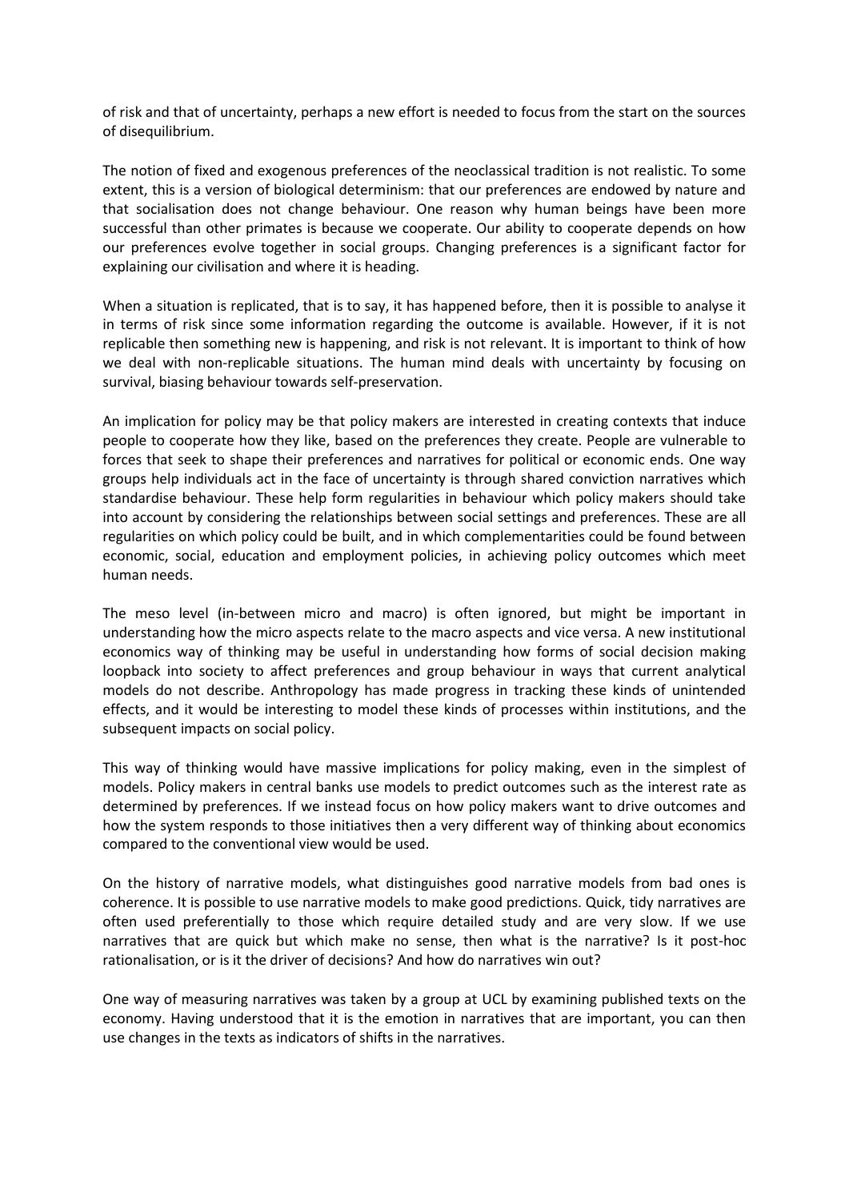of risk and that of uncertainty, perhaps a new effort is needed to focus from the start on the sources of disequilibrium.

The notion of fixed and exogenous preferences of the neoclassical tradition is not realistic. To some extent, this is a version of biological determinism: that our preferences are endowed by nature and that socialisation does not change behaviour. One reason why human beings have been more successful than other primates is because we cooperate. Our ability to cooperate depends on how our preferences evolve together in social groups. Changing preferences is a significant factor for explaining our civilisation and where it is heading.

When a situation is replicated, that is to say, it has happened before, then it is possible to analyse it in terms of risk since some information regarding the outcome is available. However, if it is not replicable then something new is happening, and risk is not relevant. It is important to think of how we deal with non-replicable situations. The human mind deals with uncertainty by focusing on survival, biasing behaviour towards self-preservation.

An implication for policy may be that policy makers are interested in creating contexts that induce people to cooperate how they like, based on the preferences they create. People are vulnerable to forces that seek to shape their preferences and narratives for political or economic ends. One way groups help individuals act in the face of uncertainty is through shared conviction narratives which standardise behaviour. These help form regularities in behaviour which policy makers should take into account by considering the relationships between social settings and preferences. These are all regularities on which policy could be built, and in which complementarities could be found between economic, social, education and employment policies, in achieving policy outcomes which meet human needs.

The meso level (in-between micro and macro) is often ignored, but might be important in understanding how the micro aspects relate to the macro aspects and vice versa. A new institutional economics way of thinking may be useful in understanding how forms of social decision making loopback into society to affect preferences and group behaviour in ways that current analytical models do not describe. Anthropology has made progress in tracking these kinds of unintended effects, and it would be interesting to model these kinds of processes within institutions, and the subsequent impacts on social policy.

This way of thinking would have massive implications for policy making, even in the simplest of models. Policy makers in central banks use models to predict outcomes such as the interest rate as determined by preferences. If we instead focus on how policy makers want to drive outcomes and how the system responds to those initiatives then a very different way of thinking about economics compared to the conventional view would be used.

On the history of narrative models, what distinguishes good narrative models from bad ones is coherence. It is possible to use narrative models to make good predictions. Quick, tidy narratives are often used preferentially to those which require detailed study and are very slow. If we use narratives that are quick but which make no sense, then what is the narrative? Is it post-hoc rationalisation, or is it the driver of decisions? And how do narratives win out?

One way of measuring narratives was taken by a group at UCL by examining published texts on the economy. Having understood that it is the emotion in narratives that are important, you can then use changes in the texts as indicators of shifts in the narratives.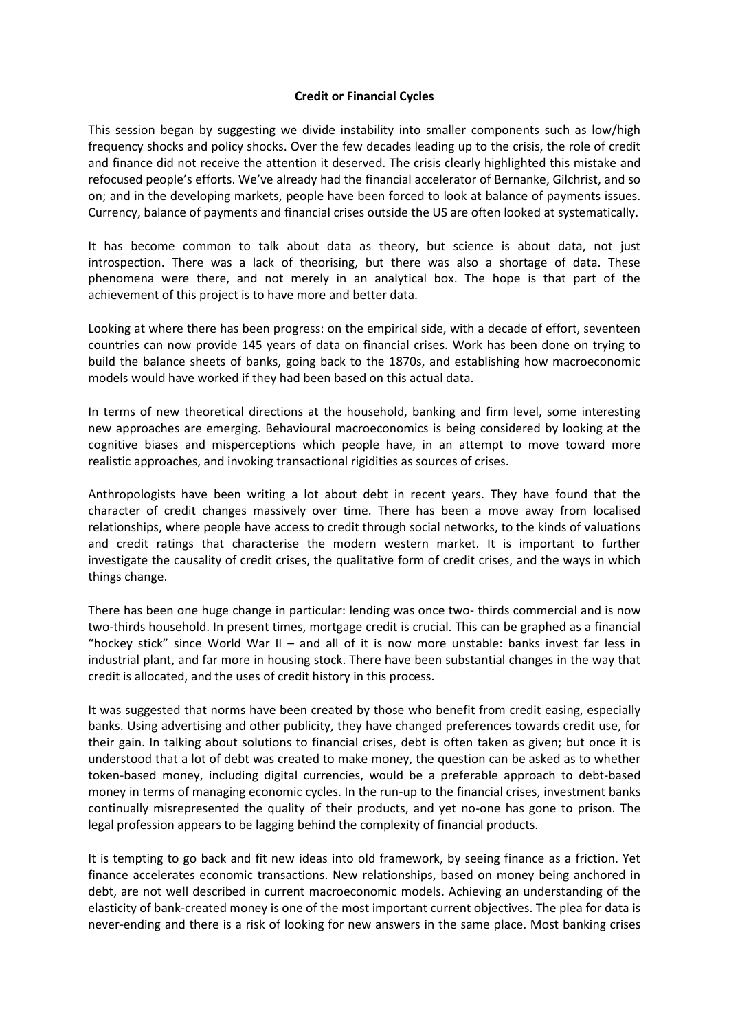**Credit or Financial Cycles**

This session began by suggesting we divide instability into smaller components such as low/high frequency shocks and policy shocks. Over the few decades leading up to the crisis, the role of credit and finance did not receive the attention it deserved. The crisis clearly highlighted this mistake and refocused people's efforts. We've already had the financial accelerator of Bernanke, Gilchrist, and so on; and in the developing markets, people have been forced to look at balance of payments issues. Currency, balance of payments and financial crises outside the US are often looked at systematically.

It has become common to talk about data as theory, but science is about data, not just introspection. There was a lack of theorising, but there was also a shortage of data. These phenomena were there, and not merely in an analytical box. The hope is that part of the achievement of this project is to have more and better data.

Looking at where there has been progress: on the empirical side, with a decade of effort, seventeen countries can now provide 145 years of data on financial crises. Work has been done on trying to build the balance sheets of banks, going back to the 1870s, and establishing how macroeconomic models would have worked if they had been based on this actual data.

In terms of new theoretical directions at the household, banking and firm level, some interesting new approaches are emerging. Behavioural macroeconomics is being considered by looking at the cognitive biases and misperceptions which people have, in an attempt to move toward more realistic approaches, and invoking transactional rigidities as sources of crises.

Anthropologists have been writing a lot about debt in recent years. They have found that the character of credit changes massively over time. There has been a move away from localised relationships, where people have access to credit through social networks, to the kinds of valuations and credit ratings that characterise the modern western market. It is important to further investigate the causality of credit crises, the qualitative form of credit crises, and the ways in which things change.

There has been one huge change in particular: lending was once two- thirds commercial and is now two-thirds household. In present times, mortgage credit is crucial. This can be graphed as a financial "hockey stick" since World War II – and all of it is now more unstable: banks invest far less in industrial plant, and far more in housing stock. There have been substantial changes in the way that credit is allocated, and the uses of credit history in this process.

It was suggested that norms have been created by those who benefit from credit easing, especially banks. Using advertising and other publicity, they have changed preferences towards credit use, for their gain. In talking about solutions to financial crises, debt is often taken as given; but once it is understood that a lot of debt was created to make money, the question can be asked as to whether token-based money, including digital currencies, would be a preferable approach to debt-based money in terms of managing economic cycles. In the run-up to the financial crises, investment banks continually misrepresented the quality of their products, and yet no-one has gone to prison. The legal profession appears to be lagging behind the complexity of financial products.

It is tempting to go back and fit new ideas into old framework, by seeing finance as a friction. Yet finance accelerates economic transactions. New relationships, based on money being anchored in debt, are not well described in current macroeconomic models. Achieving an understanding of the elasticity of bank-created money is one of the most important current objectives. The plea for data is never-ending and there is a risk of looking for new answers in the same place. Most banking crises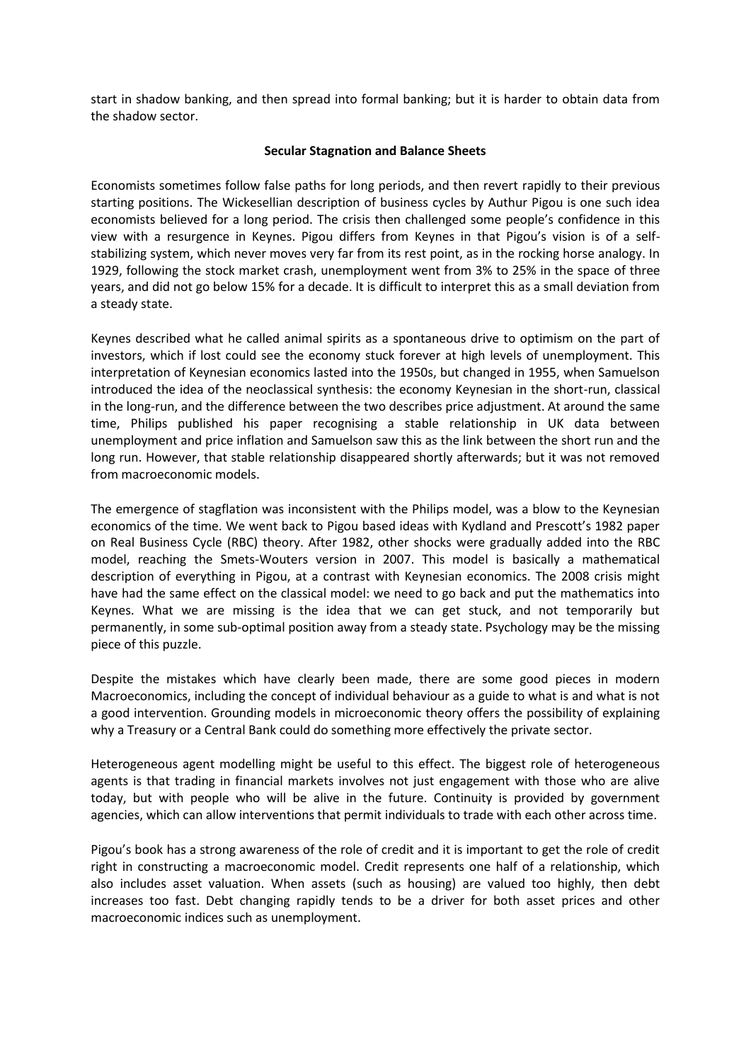start in shadow banking, and then spread into formal banking; but it is harder to obtain data from the shadow sector.

**Secular Stagnation and Balance Sheets**

Economists sometimes follow false paths for long periods, and then revert rapidly to their previous starting positions. The Wickesellian description of business cycles by Authur Pigou is one such idea economists believed for a long period. The crisis then challenged some people's confidence in this view with a resurgence in Keynes. Pigou differs from Keynes in that Pigou's vision is of a self-stabilizing system, which never moves very far from its rest point, as in the rocking horse analogy. In 1929, following the stock market crash, unemployment went from 3% to 25% in the space of three years, and did not go below 15% for a decade. It is difficult to interpret this as a small deviation from a steady state.

Keynes described what he called animal spirits as a spontaneous drive to optimism on the part of investors, which if lost could see the economy stuck forever at high levels of unemployment. This interpretation of Keynesian economics lasted into the 1950s, but changed in 1955, when Samuelson introduced the idea of the neoclassical synthesis: the economy Keynesian in the short-run, classical in the long-run, and the difference between the two describes price adjustment. At around the same time, Philips published his paper recognising a stable relationship in UK data between unemployment and price inflation and Samuelson saw this as the link between the short run and the long run. However, that stable relationship disappeared shortly afterwards; but it was not removed from macroeconomic models.

The emergence of stagflation was inconsistent with the Philips model, was a blow to the Keynesian economics of the time. We went back to Pigou based ideas with Kydland and Prescott's 1982 paper on Real Business Cycle (RBC) theory. After 1982, other shocks were gradually added into the RBC model, reaching the Smets-Wouters version in 2007. This model is basically a mathematical description of everything in Pigou, at a contrast with Keynesian economics. The 2008 crisis might have had the same effect on the classical model: we need to go back and put the mathematics into Keynes. What we are missing is the idea that we can get stuck, and not temporarily but permanently, in some sub-optimal position away from a steady state. Psychology may be the missing piece of this puzzle.

Despite the mistakes which have clearly been made, there are some good pieces in modern Macroeconomics, including the concept of individual behaviour as a guide to what is and what is not a good intervention. Grounding models in microeconomic theory offers the possibility of explaining why a Treasury or a Central Bank could do something more effectively the private sector.

Heterogeneous agent modelling might be useful to this effect. The biggest role of heterogeneous agents is that trading in financial markets involves not just engagement with those who are alive today, but with people who will be alive in the future. Continuity is provided by government agencies, which can allow interventions that permit individuals to trade with each other across time.

Pigou's book has a strong awareness of the role of credit and it is important to get the role of credit right in constructing a macroeconomic model. Credit represents one half of a relationship, which also includes asset valuation. When assets (such as housing) are valued too highly, then debt increases too fast. Debt changing rapidly tends to be a driver for both asset prices and other macroeconomic indices such as unemployment.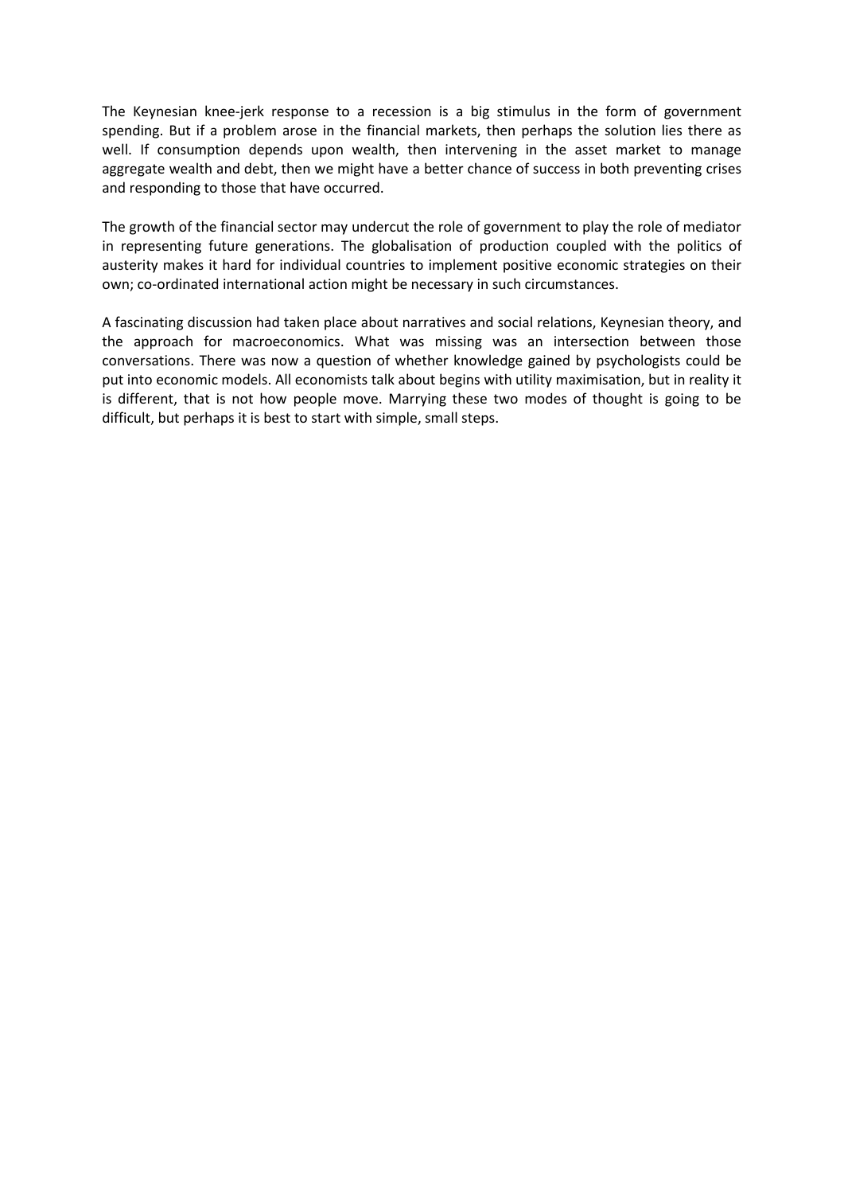The Keynesian knee-jerk response to a recession is a big stimulus in the form of government spending. But if a problem arose in the financial markets, then perhaps the solution lies there as well. If consumption depends upon wealth, then intervening in the asset market to manage aggregate wealth and debt, then we might have a better chance of success in both preventing crises and responding to those that have occurred.

The growth of the financial sector may undercut the role of government to play the role of mediator in representing future generations. The globalisation of production coupled with the politics of austerity makes it hard for individual countries to implement positive economic strategies on their own; co-ordinated international action might be necessary in such circumstances.

A fascinating discussion had taken place about narratives and social relations, Keynesian theory, and the approach for macroeconomics. What was missing was an intersection between those conversations. There was now a question of whether knowledge gained by psychologists could be put into economic models. All economists talk about begins with utility maximisation, but in reality it is different, that is not how people move. Marrying these two modes of thought is going to be difficult, but perhaps it is best to start with simple, small steps.